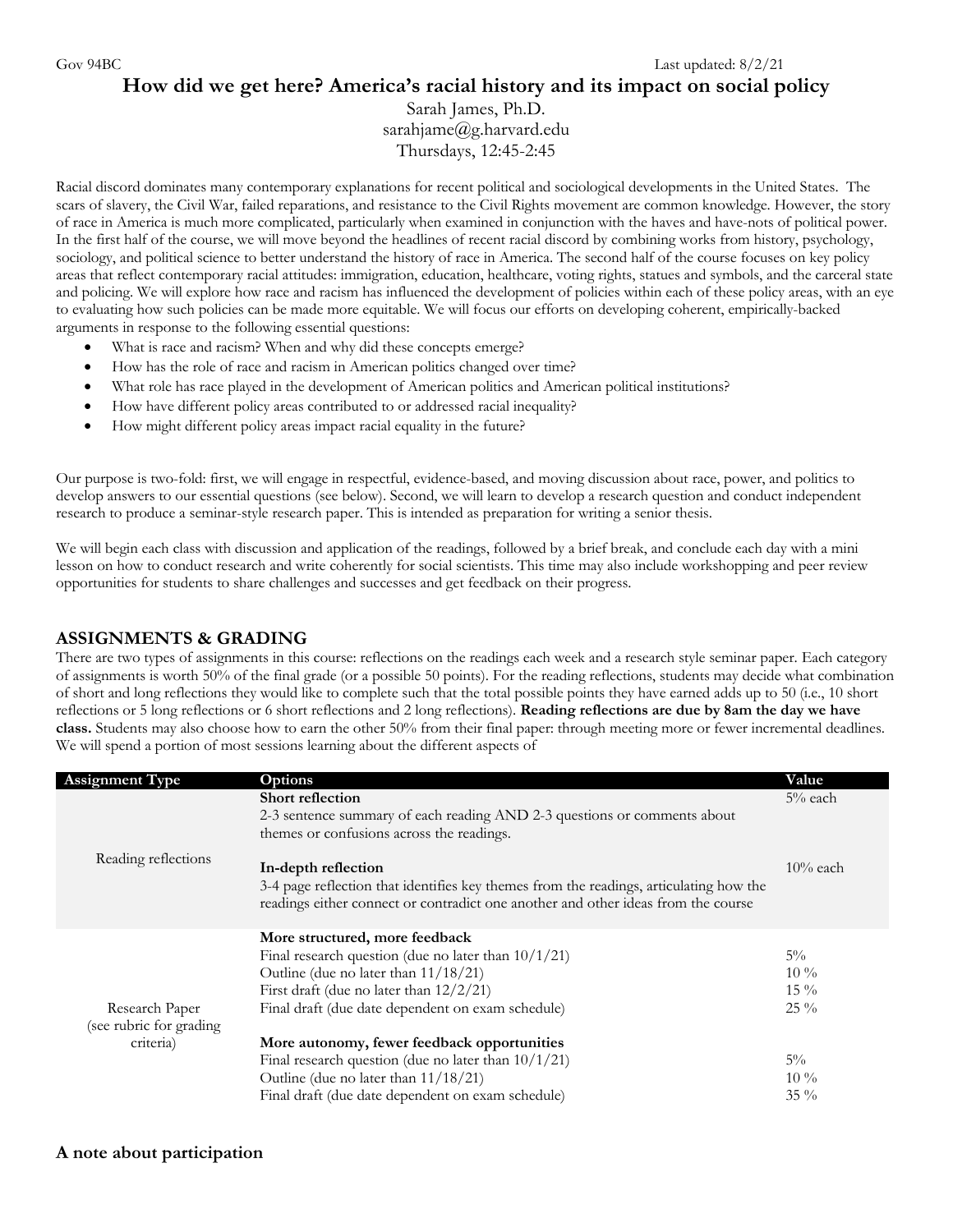Gov 94BC Last updated: 8/2/21

# How did we get here? America's racial history and its impact on social policy

Sarah James, Ph.D.
sarahjame@g.harvard.edu
Thursdays, 12:45-2:45

Racial discord dominates many contemporary explanations for recent political and sociological developments in the United States. The scars of slavery, the Civil War, failed reparations, and resistance to the Civil Rights movement are common knowledge. However, the story of race in America is much more complicated, particularly when examined in conjunction with the haves and have-nots of political power. In the first half of the course, we will move beyond the headlines of recent racial discord by combining works from history, psychology, sociology, and political science to better understand the history of race in America. The second half of the course focuses on key policy areas that reflect contemporary racial attitudes: immigration, education, healthcare, voting rights, statues and symbols, and the carceral state and policing. We will explore how race and racism has influenced the development of policies within each of these policy areas, with an eye to evaluating how such policies can be made more equitable. We will focus our efforts on developing coherent, empirically-backed arguments in response to the following essential questions:

- What is race and racism? When and why did these concepts emerge?
- How has the role of race and racism in American politics changed over time?
- What role has race played in the development of American politics and American political institutions?
- How have different policy areas contributed to or addressed racial inequality?
- How might different policy areas impact racial equality in the future?

Our purpose is two-fold: first, we will engage in respectful, evidence-based, and moving discussion about race, power, and politics to develop answers to our essential questions (see below). Second, we will learn to develop a research question and conduct independent research to produce a seminar-style research paper. This is intended as preparation for writing a senior thesis.

We will begin each class with discussion and application of the readings, followed by a brief break, and conclude each day with a mini lesson on how to conduct research and write coherently for social scientists. This time may also include workshopping and peer review opportunities for students to share challenges and successes and get feedback on their progress.

## ASSIGNMENTS & GRADING

There are two types of assignments in this course: reflections on the readings each week and a research style seminar paper. Each category of assignments is worth 50% of the final grade (or a possible 50 points). For the reading reflections, students may decide what combination of short and long reflections they would like to complete such that the total possible points they have earned adds up to 50 (i.e., 10 short reflections or 5 long reflections or 6 short reflections and 2 long reflections). **Reading reflections are due by 8am the day we have class.** Students may also choose how to earn the other 50% from their final paper: through meeting more or fewer incremental deadlines. We will spend a portion of most sessions learning about the different aspects of

| Assignment Type | Options | Value |
| --- | --- | --- |
| Reading reflections | **Short reflection**<br>2-3 sentence summary of each reading AND 2-3 questions or comments about themes or confusions across the readings. | 5% each |
| | **In-depth reflection**<br>3-4 page reflection that identifies key themes from the readings, articulating how the readings either connect or contradict one another and other ideas from the course | 10% each |
| Research Paper (see rubric for grading criteria) | **More structured, more feedback** | |
| | Final research question (due no later than 10/1/21) | 5% |
| | Outline (due no later than 11/18/21) | 10 % |
| | First draft (due no later than 12/2/21) | 15 % |
| | Final draft (due date dependent on exam schedule) | 25 % |
| | **More autonomy, fewer feedback opportunities** | |
| | Final research question (due no later than 10/1/21) | 5% |
| | Outline (due no later than 11/18/21) | 10 % |
| | Final draft (due date dependent on exam schedule) | 35 % |

## A note about participation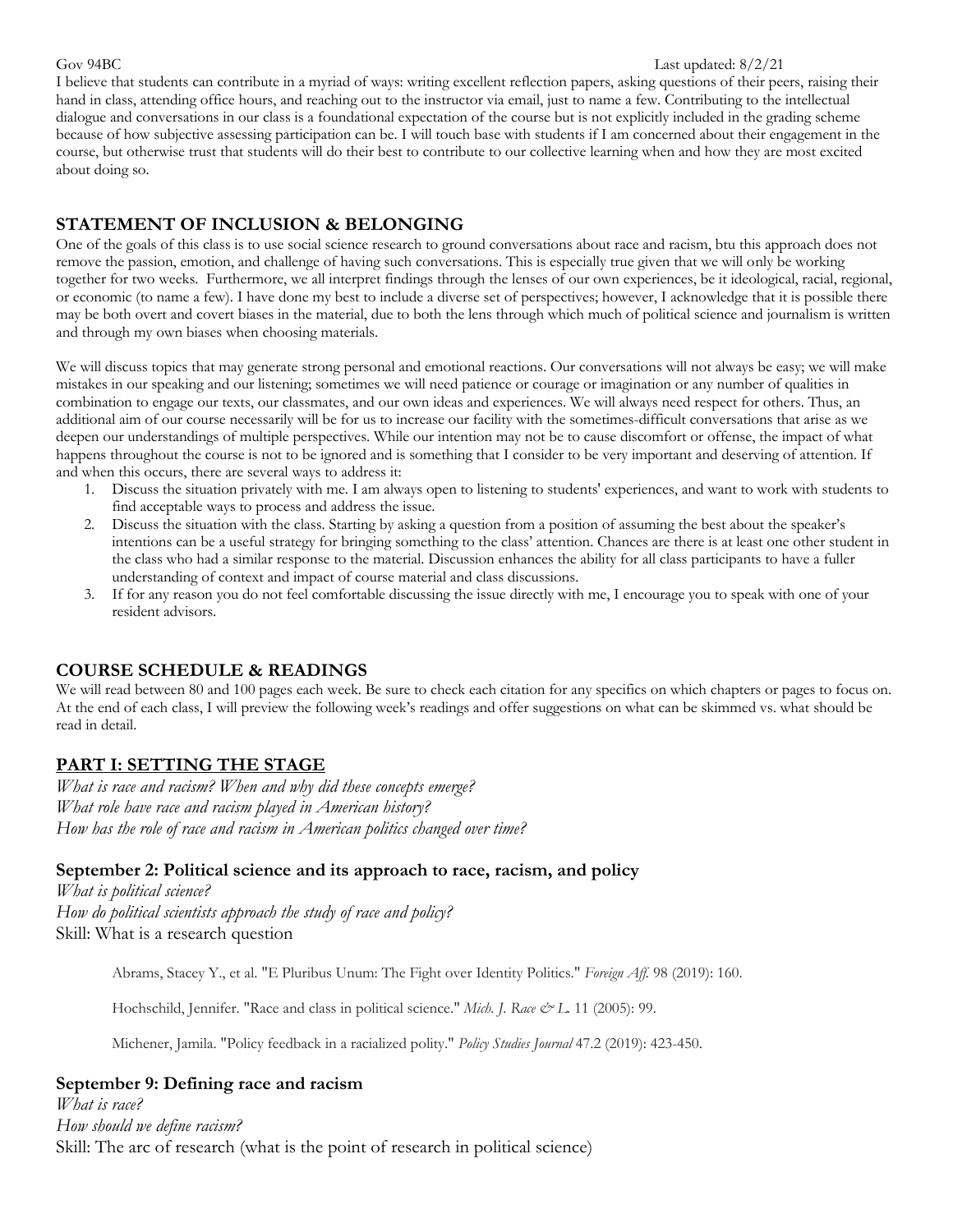I believe that students can contribute in a myriad of ways: writing excellent reflection papers, asking questions of their peers, raising their hand in class, attending office hours, and reaching out to the instructor via email, just to name a few. Contributing to the intellectual dialogue and conversations in our class is a foundational expectation of the course but is not explicitly included in the grading scheme because of how subjective assessing participation can be. I will touch base with students if I am concerned about their engagement in the course, but otherwise trust that students will do their best to contribute to our collective learning when and how they are most excited about doing so.

## STATEMENT OF INCLUSION & BELONGING

One of the goals of this class is to use social science research to ground conversations about race and racism, btu this approach does not remove the passion, emotion, and challenge of having such conversations. This is especially true given that we will only be working together for two weeks. Furthermore, we all interpret findings through the lenses of our own experiences, be it ideological, racial, regional, or economic (to name a few). I have done my best to include a diverse set of perspectives; however, I acknowledge that it is possible there may be both overt and covert biases in the material, due to both the lens through which much of political science and journalism is written and through my own biases when choosing materials.

We will discuss topics that may generate strong personal and emotional reactions. Our conversations will not always be easy; we will make mistakes in our speaking and our listening; sometimes we will need patience or courage or imagination or any number of qualities in combination to engage our texts, our classmates, and our own ideas and experiences. We will always need respect for others. Thus, an additional aim of our course necessarily will be for us to increase our facility with the sometimes-difficult conversations that arise as we deepen our understandings of multiple perspectives. While our intention may not be to cause discomfort or offense, the impact of what happens throughout the course is not to be ignored and is something that I consider to be very important and deserving of attention. If and when this occurs, there are several ways to address it:

1. Discuss the situation privately with me. I am always open to listening to students' experiences, and want to work with students to find acceptable ways to process and address the issue.
2. Discuss the situation with the class. Starting by asking a question from a position of assuming the best about the speaker's intentions can be a useful strategy for bringing something to the class' attention. Chances are there is at least one other student in the class who had a similar response to the material. Discussion enhances the ability for all class participants to have a fuller understanding of context and impact of course material and class discussions.
3. If for any reason you do not feel comfortable discussing the issue directly with me, I encourage you to speak with one of your resident advisors.

## COURSE SCHEDULE & READINGS

We will read between 80 and 100 pages each week. Be sure to check each citation for any specifics on which chapters or pages to focus on. At the end of each class, I will preview the following week's readings and offer suggestions on what can be skimmed vs. what should be read in detail.

## PART I: SETTING THE STAGE

*What is race and racism? When and why did these concepts emerge?*
*What role have race and racism played in American history?*
*How has the role of race and racism in American politics changed over time?*

### September 2: Political science and its approach to race, racism, and policy

*What is political science?*
*How do political scientists approach the study of race and policy?*
Skill: What is a research question

Abrams, Stacey Y., et al. "E Pluribus Unum: The Fight over Identity Politics." *Foreign Aff.* 98 (2019): 160.

Hochschild, Jennifer. "Race and class in political science." *Mich. J. Race & L.* 11 (2005): 99.

Michener, Jamila. "Policy feedback in a racialized polity." *Policy Studies Journal* 47.2 (2019): 423-450.

### September 9: Defining race and racism

*What is race?*
*How should we define racism?*
Skill: The arc of research (what is the point of research in political science)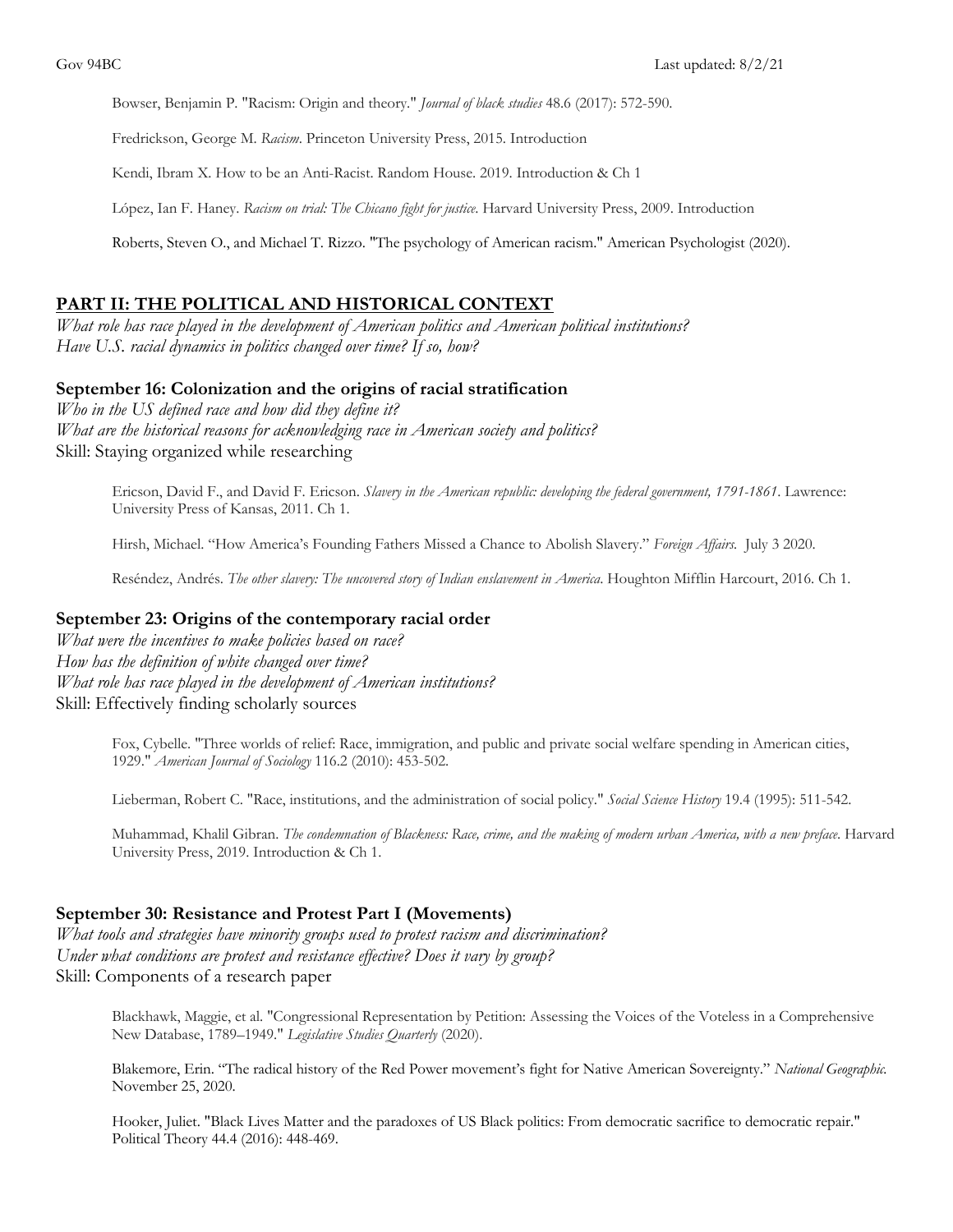Bowser, Benjamin P. "Racism: Origin and theory." *Journal of black studies* 48.6 (2017): 572-590.

Fredrickson, George M. *Racism*. Princeton University Press, 2015. Introduction

Kendi, Ibram X. How to be an Anti-Racist. Random House. 2019. Introduction & Ch 1

López, Ian F. Haney. *Racism on trial: The Chicano fight for justice*. Harvard University Press, 2009. Introduction

Roberts, Steven O., and Michael T. Rizzo. "The psychology of American racism." American Psychologist (2020).

## PART II: THE POLITICAL AND HISTORICAL CONTEXT

*What role has race played in the development of American politics and American political institutions?*
*Have U.S. racial dynamics in politics changed over time? If so, how?*

### September 16: Colonization and the origins of racial stratification

*Who in the US defined race and how did they define it?*
*What are the historical reasons for acknowledging race in American society and politics?*
Skill: Staying organized while researching

Ericson, David F., and David F. Ericson. *Slavery in the American republic: developing the federal government, 1791-1861*. Lawrence: University Press of Kansas, 2011. Ch 1.

Hirsh, Michael. "How America's Founding Fathers Missed a Chance to Abolish Slavery." *Foreign Affairs.* July 3 2020.

Reséndez, Andrés. *The other slavery: The uncovered story of Indian enslavement in America*. Houghton Mifflin Harcourt, 2016. Ch 1.

### September 23: Origins of the contemporary racial order

*What were the incentives to make policies based on race?*
*How has the definition of white changed over time?*
*What role has race played in the development of American institutions?*
Skill: Effectively finding scholarly sources

Fox, Cybelle. "Three worlds of relief: Race, immigration, and public and private social welfare spending in American cities, 1929." *American Journal of Sociology* 116.2 (2010): 453-502.

Lieberman, Robert C. "Race, institutions, and the administration of social policy." *Social Science History* 19.4 (1995): 511-542.

Muhammad, Khalil Gibran. *The condemnation of Blackness: Race, crime, and the making of modern urban America, with a new preface*. Harvard University Press, 2019. Introduction & Ch 1.

### September 30: Resistance and Protest Part I (Movements)

*What tools and strategies have minority groups used to protest racism and discrimination?*
*Under what conditions are protest and resistance effective? Does it vary by group?*
Skill: Components of a research paper

Blackhawk, Maggie, et al. "Congressional Representation by Petition: Assessing the Voices of the Voteless in a Comprehensive New Database, 1789–1949." *Legislative Studies Quarterly* (2020).

Blakemore, Erin. "The radical history of the Red Power movement's fight for Native American Sovereignty." *National Geographic.* November 25, 2020.

Hooker, Juliet. "Black Lives Matter and the paradoxes of US Black politics: From democratic sacrifice to democratic repair." Political Theory 44.4 (2016): 448-469.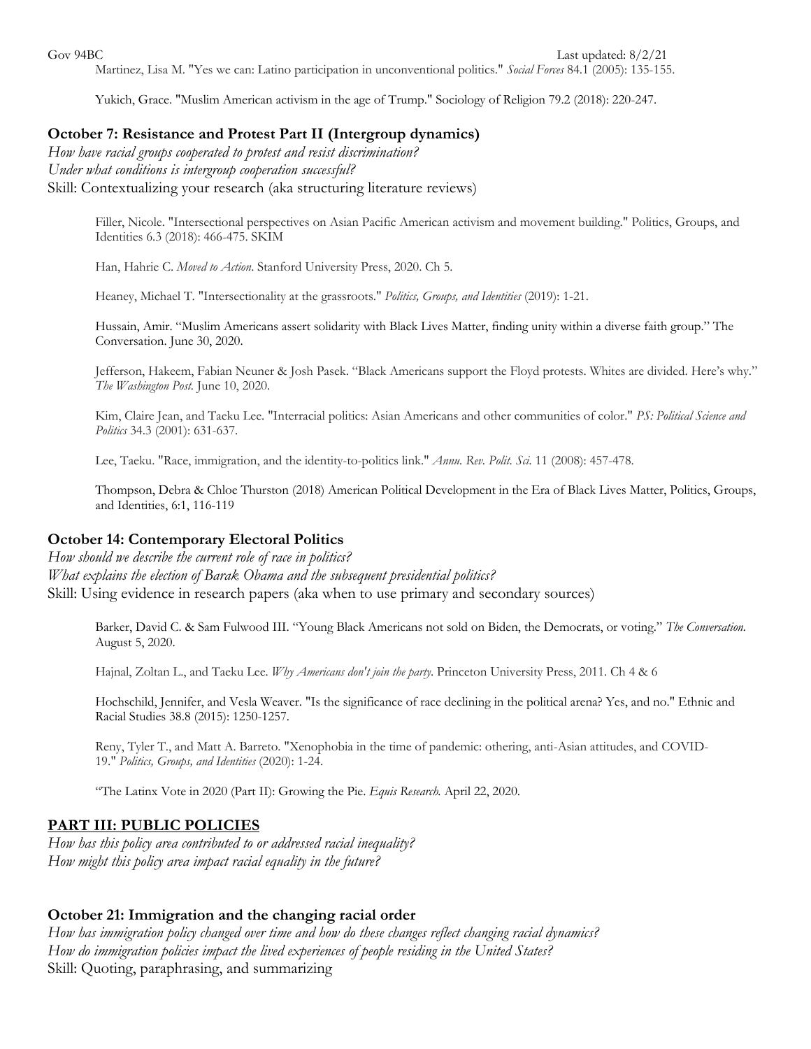Martinez, Lisa M. "Yes we can: Latino participation in unconventional politics." *Social Forces* 84.1 (2005): 135-155.

Yukich, Grace. "Muslim American activism in the age of Trump." Sociology of Religion 79.2 (2018): 220-247.

### October 7: Resistance and Protest Part II (Intergroup dynamics)

*How have racial groups cooperated to protest and resist discrimination?*
*Under what conditions is intergroup cooperation successful?*
Skill: Contextualizing your research (aka structuring literature reviews)

Filler, Nicole. "Intersectional perspectives on Asian Pacific American activism and movement building." Politics, Groups, and Identities 6.3 (2018): 466-475. SKIM

Han, Hahrie C. *Moved to Action*. Stanford University Press, 2020. Ch 5.

Heaney, Michael T. "Intersectionality at the grassroots." *Politics, Groups, and Identities* (2019): 1-21.

Hussain, Amir. "Muslim Americans assert solidarity with Black Lives Matter, finding unity within a diverse faith group." The Conversation. June 30, 2020.

Jefferson, Hakeem, Fabian Neuner & Josh Pasek. "Black Americans support the Floyd protests. Whites are divided. Here's why." *The Washington Post*. June 10, 2020.

Kim, Claire Jean, and Taeku Lee. "Interracial politics: Asian Americans and other communities of color." *PS: Political Science and Politics* 34.3 (2001): 631-637.

Lee, Taeku. "Race, immigration, and the identity-to-politics link." *Annu. Rev. Polit. Sci.* 11 (2008): 457-478.

Thompson, Debra & Chloe Thurston (2018) American Political Development in the Era of Black Lives Matter, Politics, Groups, and Identities, 6:1, 116-119

### October 14: Contemporary Electoral Politics

*How should we describe the current role of race in politics?*
*What explains the election of Barak Obama and the subsequent presidential politics?*
Skill: Using evidence in research papers (aka when to use primary and secondary sources)

Barker, David C. & Sam Fulwood III. "Young Black Americans not sold on Biden, the Democrats, or voting." *The Conversation.* August 5, 2020.

Hajnal, Zoltan L., and Taeku Lee. *Why Americans don't join the party*. Princeton University Press, 2011. Ch 4 & 6

Hochschild, Jennifer, and Vesla Weaver. "Is the significance of race declining in the political arena? Yes, and no." Ethnic and Racial Studies 38.8 (2015): 1250-1257.

Reny, Tyler T., and Matt A. Barreto. "Xenophobia in the time of pandemic: othering, anti-Asian attitudes, and COVID-19." *Politics, Groups, and Identities* (2020): 1-24.

"The Latinx Vote in 2020 (Part II): Growing the Pie. *Equis Research.* April 22, 2020.

## PART III: PUBLIC POLICIES

*How has this policy area contributed to or addressed racial inequality?*
*How might this policy area impact racial equality in the future?*

### October 21: Immigration and the changing racial order

*How has immigration policy changed over time and how do these changes reflect changing racial dynamics?*
*How do immigration policies impact the lived experiences of people residing in the United States?*
Skill: Quoting, paraphrasing, and summarizing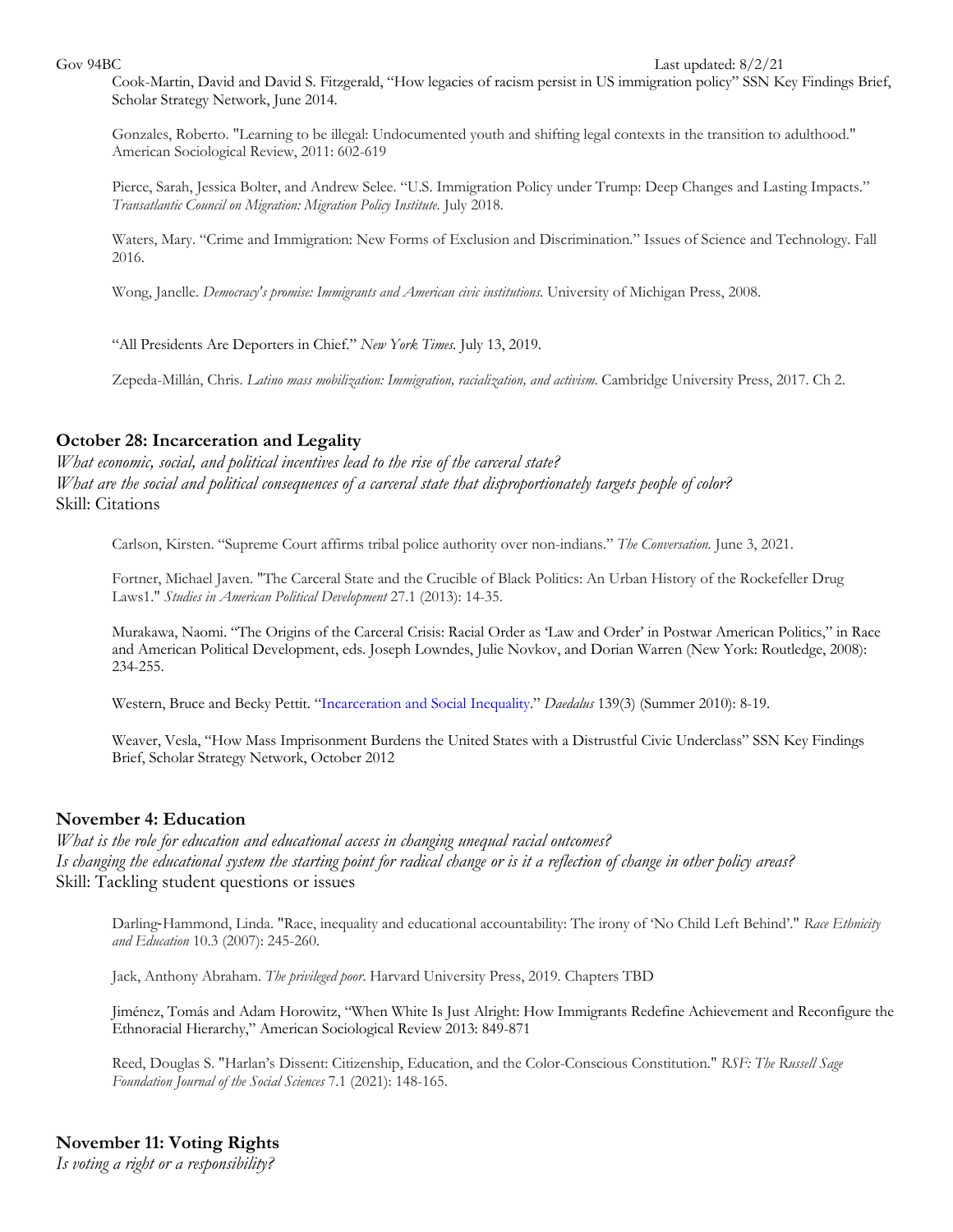Cook-Martin, David and David S. Fitzgerald, "How legacies of racism persist in US immigration policy" SSN Key Findings Brief, Scholar Strategy Network, June 2014.

Gonzales, Roberto. "Learning to be illegal: Undocumented youth and shifting legal contexts in the transition to adulthood." American Sociological Review, 2011: 602-619

Pierce, Sarah, Jessica Bolter, and Andrew Selee. "U.S. Immigration Policy under Trump: Deep Changes and Lasting Impacts." *Transatlantic Council on Migration: Migration Policy Institute.* July 2018.

Waters, Mary. "Crime and Immigration: New Forms of Exclusion and Discrimination." Issues of Science and Technology. Fall 2016.

Wong, Janelle. *Democracy's promise: Immigrants and American civic institutions.* University of Michigan Press, 2008.

"All Presidents Are Deporters in Chief." *New York Times.* July 13, 2019.

Zepeda-Millán, Chris. *Latino mass mobilization: Immigration, racialization, and activism*. Cambridge University Press, 2017. Ch 2.

## October 28: Incarceration and Legality

*What economic, social, and political incentives lead to the rise of the carceral state?*
*What are the social and political consequences of a carceral state that disproportionately targets people of color?*
Skill: Citations

Carlson, Kirsten. "Supreme Court affirms tribal police authority over non-indians." *The Conversation.* June 3, 2021.

Fortner, Michael Javen. "The Carceral State and the Crucible of Black Politics: An Urban History of the Rockefeller Drug Laws1." *Studies in American Political Development* 27.1 (2013): 14-35.

Murakawa, Naomi. "The Origins of the Carceral Crisis: Racial Order as 'Law and Order' in Postwar American Politics," in Race and American Political Development, eds. Joseph Lowndes, Julie Novkov, and Dorian Warren (New York: Routledge, 2008): 234-255.

Western, Bruce and Becky Pettit. "Incarceration and Social Inequality." *Daedalus* 139(3) (Summer 2010): 8-19.

Weaver, Vesla, "How Mass Imprisonment Burdens the United States with a Distrustful Civic Underclass" SSN Key Findings Brief, Scholar Strategy Network, October 2012

## November 4: Education

*What is the role for education and educational access in changing unequal racial outcomes?*
*Is changing the educational system the starting point for radical change or is it a reflection of change in other policy areas?*
Skill: Tackling student questions or issues

Darling-Hammond, Linda. "Race, inequality and educational accountability: The irony of 'No Child Left Behind'." *Race Ethnicity and Education* 10.3 (2007): 245-260.

Jack, Anthony Abraham. *The privileged poor*. Harvard University Press, 2019. Chapters TBD

Jiménez, Tomás and Adam Horowitz, "When White Is Just Alright: How Immigrants Redefine Achievement and Reconfigure the Ethnoracial Hierarchy," American Sociological Review 2013: 849-871

Reed, Douglas S. "Harlan's Dissent: Citizenship, Education, and the Color-Conscious Constitution." *RSF: The Russell Sage Foundation Journal of the Social Sciences* 7.1 (2021): 148-165.

## November 11: Voting Rights

*Is voting a right or a responsibility?*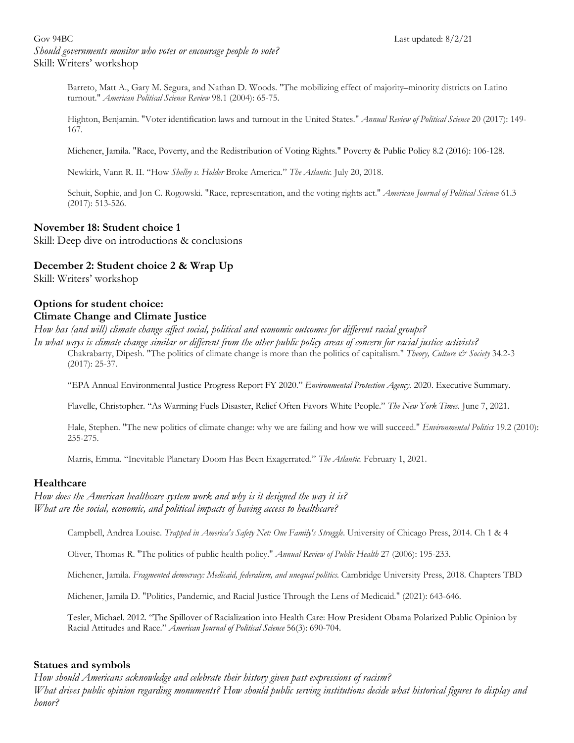*Should governments monitor who votes or encourage people to vote?*
Skill: Writers' workshop

Barreto, Matt A., Gary M. Segura, and Nathan D. Woods. "The mobilizing effect of majority–minority districts on Latino turnout." *American Political Science Review* 98.1 (2004): 65-75.

Highton, Benjamin. "Voter identification laws and turnout in the United States." *Annual Review of Political Science* 20 (2017): 149-167.

Michener, Jamila. "Race, Poverty, and the Redistribution of Voting Rights." Poverty & Public Policy 8.2 (2016): 106-128.

Newkirk, Vann R. II. "How *Shelby v. Holder* Broke America." *The Atlantic.* July 20, 2018.

Schuit, Sophie, and Jon C. Rogowski. "Race, representation, and the voting rights act." *American Journal of Political Science* 61.3 (2017): 513-526.

**November 18: Student choice 1**
Skill: Deep dive on introductions & conclusions

**December 2: Student choice 2 & Wrap Up**
Skill: Writers' workshop

**Options for student choice:**
**Climate Change and Climate Justice**
*How has (and will) climate change affect social, political and economic outcomes for different racial groups?*
*In what ways is climate change similar or different from the other public policy areas of concern for racial justice activists?*

Chakrabarty, Dipesh. "The politics of climate change is more than the politics of capitalism." *Theory, Culture & Society* 34.2-3 (2017): 25-37.

"EPA Annual Environmental Justice Progress Report FY 2020." *Environmental Protection Agency.* 2020. Executive Summary.

Flavelle, Christopher. "As Warming Fuels Disaster, Relief Often Favors White People." *The New York Times.* June 7, 2021.

Hale, Stephen. "The new politics of climate change: why we are failing and how we will succeed." *Environmental Politics* 19.2 (2010): 255-275.

Marris, Emma. "Inevitable Planetary Doom Has Been Exagerrated." *The Atlantic.* February 1, 2021.

**Healthcare**
*How does the American healthcare system work and why is it designed the way it is?*
*What are the social, economic, and political impacts of having access to healthcare?*

Campbell, Andrea Louise. *Trapped in America's Safety Net: One Family's Struggle*. University of Chicago Press, 2014. Ch 1 & 4

Oliver, Thomas R. "The politics of public health policy." *Annual Review of Public Health* 27 (2006): 195-233.

Michener, Jamila. *Fragmented democracy: Medicaid, federalism, and unequal politics*. Cambridge University Press, 2018. Chapters TBD

Michener, Jamila D. "Politics, Pandemic, and Racial Justice Through the Lens of Medicaid." (2021): 643-646.

Tesler, Michael. 2012. "The Spillover of Racialization into Health Care: How President Obama Polarized Public Opinion by Racial Attitudes and Race." *American Journal of Political Science* 56(3): 690-704.

**Statues and symbols**
*How should Americans acknowledge and celebrate their history given past expressions of racism?*
*What drives public opinion regarding monuments? How should public serving institutions decide what historical figures to display and honor?*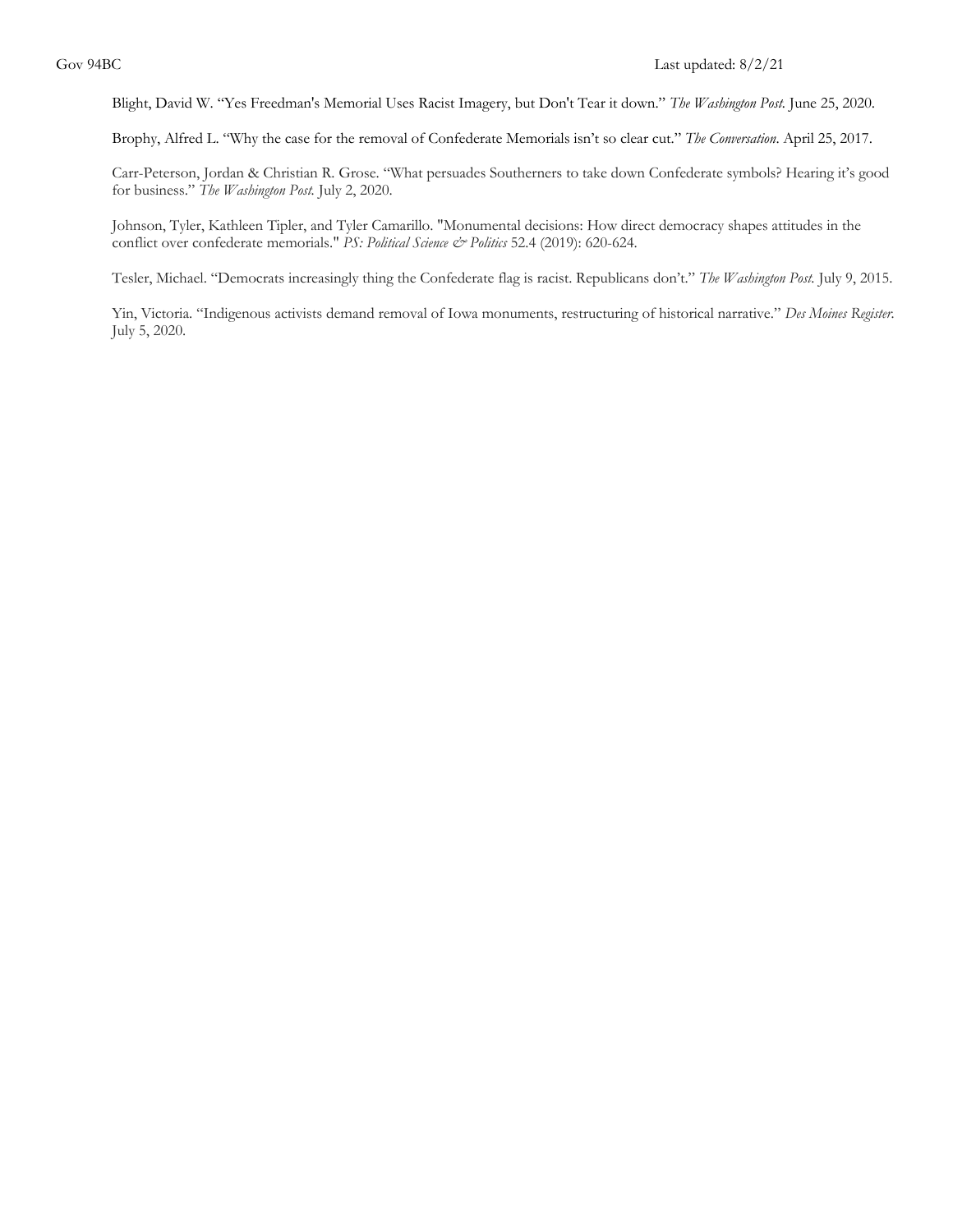Blight, David W. "Yes Freedman's Memorial Uses Racist Imagery, but Don't Tear it down." *The Washington Post*. June 25, 2020.

Brophy, Alfred L. "Why the case for the removal of Confederate Memorials isn't so clear cut." *The Conversation*. April 25, 2017.

Carr-Peterson, Jordan & Christian R. Grose. "What persuades Southerners to take down Confederate symbols? Hearing it's good for business." *The Washington Post.* July 2, 2020.

Johnson, Tyler, Kathleen Tipler, and Tyler Camarillo. "Monumental decisions: How direct democracy shapes attitudes in the conflict over confederate memorials." *PS: Political Science & Politics* 52.4 (2019): 620-624.

Tesler, Michael. "Democrats increasingly thing the Confederate flag is racist. Republicans don't." *The Washington Post.* July 9, 2015.

Yin, Victoria. "Indigenous activists demand removal of Iowa monuments, restructuring of historical narrative." *Des Moines Register.* July 5, 2020.